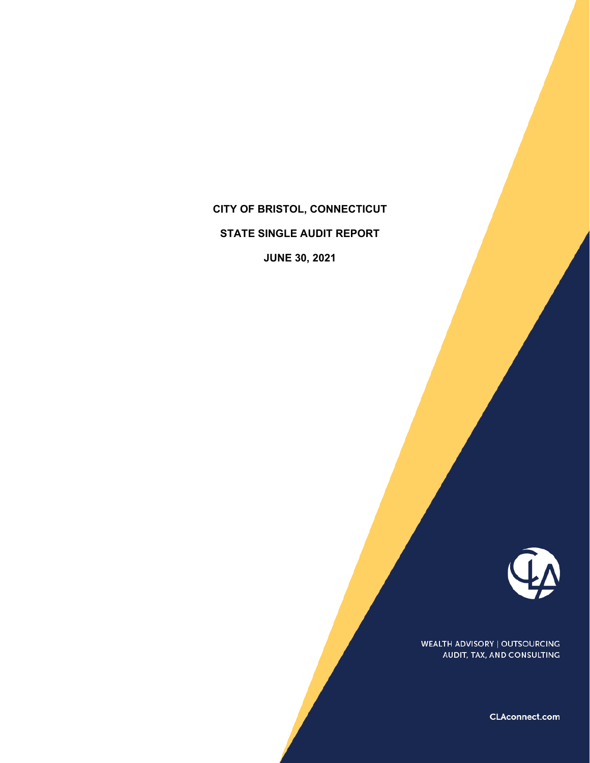# CITY OF BRISTOL, CONNECTICUT

## STATE SINGLE AUDIT REPORT

## JUNE 30, 2021

WEALTH ADVISORY | OUTSOURCING
AUDIT, TAX, AND CONSULTING

CLAconnect.com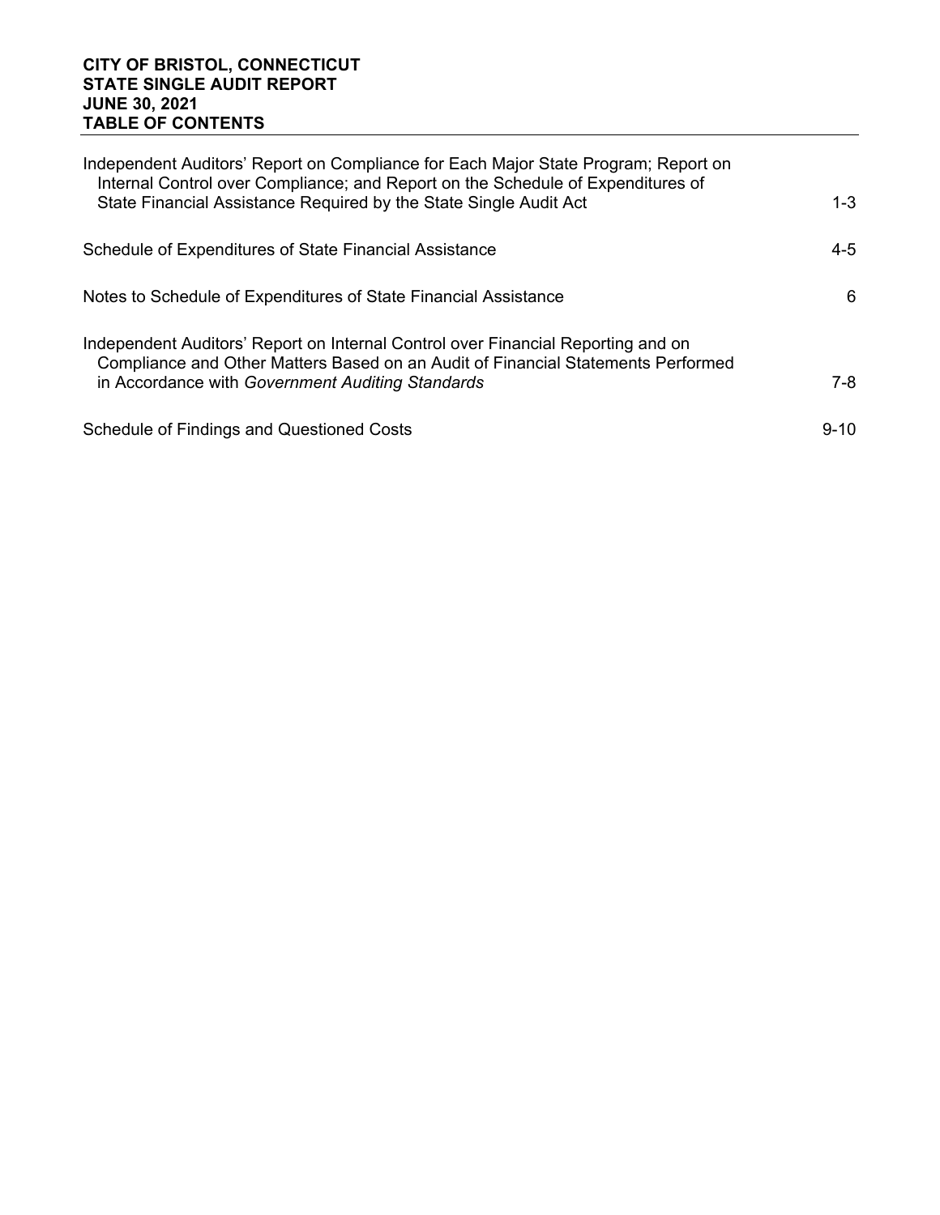**CITY OF BRISTOL, CONNECTICUT**
**STATE SINGLE AUDIT REPORT**
**JUNE 30, 2021**
**TABLE OF CONTENTS**

| | |
|---|---|
| Independent Auditors' Report on Compliance for Each Major State Program; Report on Internal Control over Compliance; and Report on the Schedule of Expenditures of State Financial Assistance Required by the State Single Audit Act | 1-3 |
| Schedule of Expenditures of State Financial Assistance | 4-5 |
| Notes to Schedule of Expenditures of State Financial Assistance | 6 |
| Independent Auditors' Report on Internal Control over Financial Reporting and on Compliance and Other Matters Based on an Audit of Financial Statements Performed in Accordance with *Government Auditing Standards* | 7-8 |
| Schedule of Findings and Questioned Costs | 9-10 |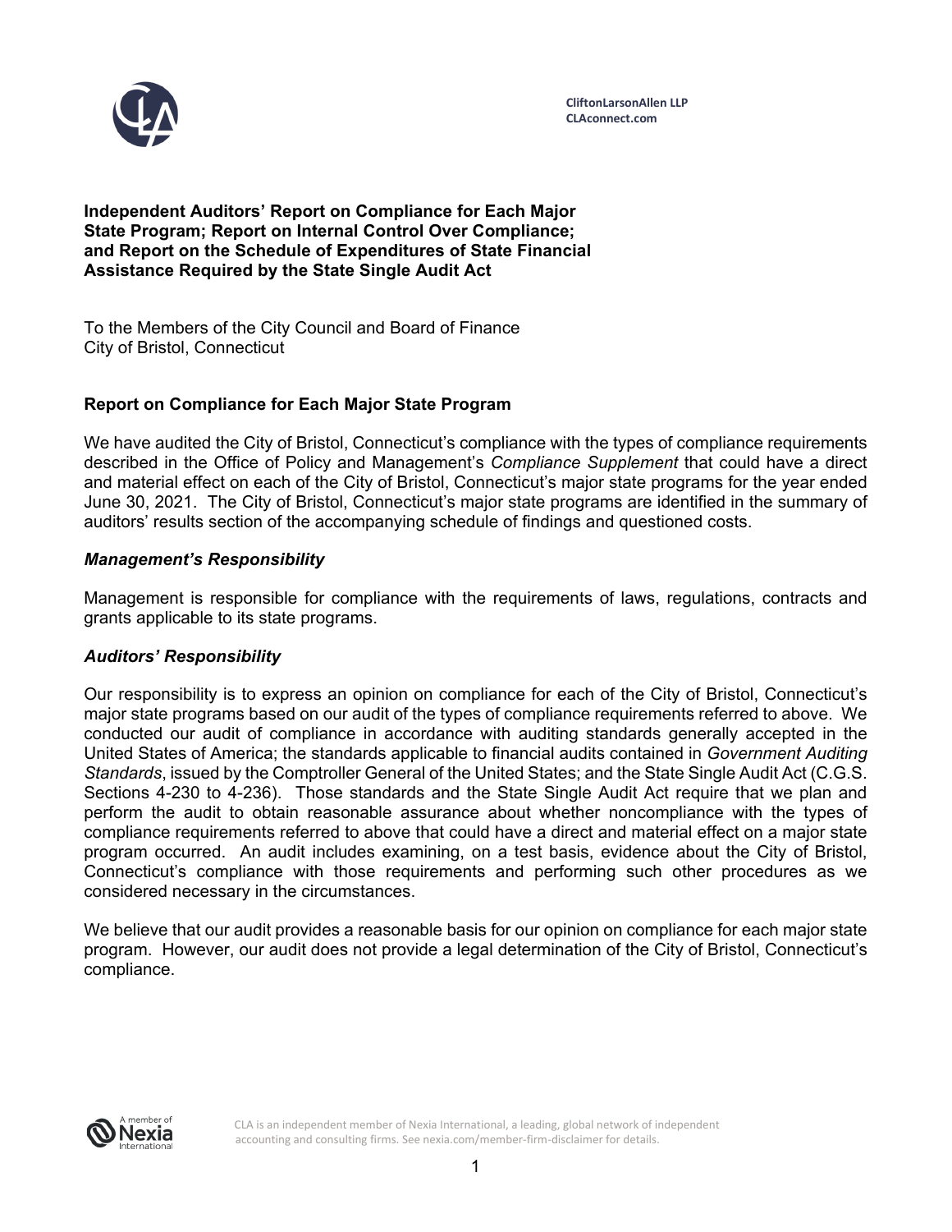CliftonLarsonAllen LLP
CLAconnect.com

**Independent Auditors' Report on Compliance for Each Major State Program; Report on Internal Control Over Compliance; and Report on the Schedule of Expenditures of State Financial Assistance Required by the State Single Audit Act**

To the Members of the City Council and Board of Finance
City of Bristol, Connecticut

## Report on Compliance for Each Major State Program

We have audited the City of Bristol, Connecticut's compliance with the types of compliance requirements described in the Office of Policy and Management's *Compliance Supplement* that could have a direct and material effect on each of the City of Bristol, Connecticut's major state programs for the year ended June 30, 2021. The City of Bristol, Connecticut's major state programs are identified in the summary of auditors' results section of the accompanying schedule of findings and questioned costs.

### *Management's Responsibility*

Management is responsible for compliance with the requirements of laws, regulations, contracts and grants applicable to its state programs.

### *Auditors' Responsibility*

Our responsibility is to express an opinion on compliance for each of the City of Bristol, Connecticut's major state programs based on our audit of the types of compliance requirements referred to above. We conducted our audit of compliance in accordance with auditing standards generally accepted in the United States of America; the standards applicable to financial audits contained in *Government Auditing Standards*, issued by the Comptroller General of the United States; and the State Single Audit Act (C.G.S. Sections 4-230 to 4-236). Those standards and the State Single Audit Act require that we plan and perform the audit to obtain reasonable assurance about whether noncompliance with the types of compliance requirements referred to above that could have a direct and material effect on a major state program occurred. An audit includes examining, on a test basis, evidence about the City of Bristol, Connecticut's compliance with those requirements and performing such other procedures as we considered necessary in the circumstances.

We believe that our audit provides a reasonable basis for our opinion on compliance for each major state program. However, our audit does not provide a legal determination of the City of Bristol, Connecticut's compliance.

CLA is an independent member of Nexia International, a leading, global network of independent accounting and consulting firms. See nexia.com/member-firm-disclaimer for details.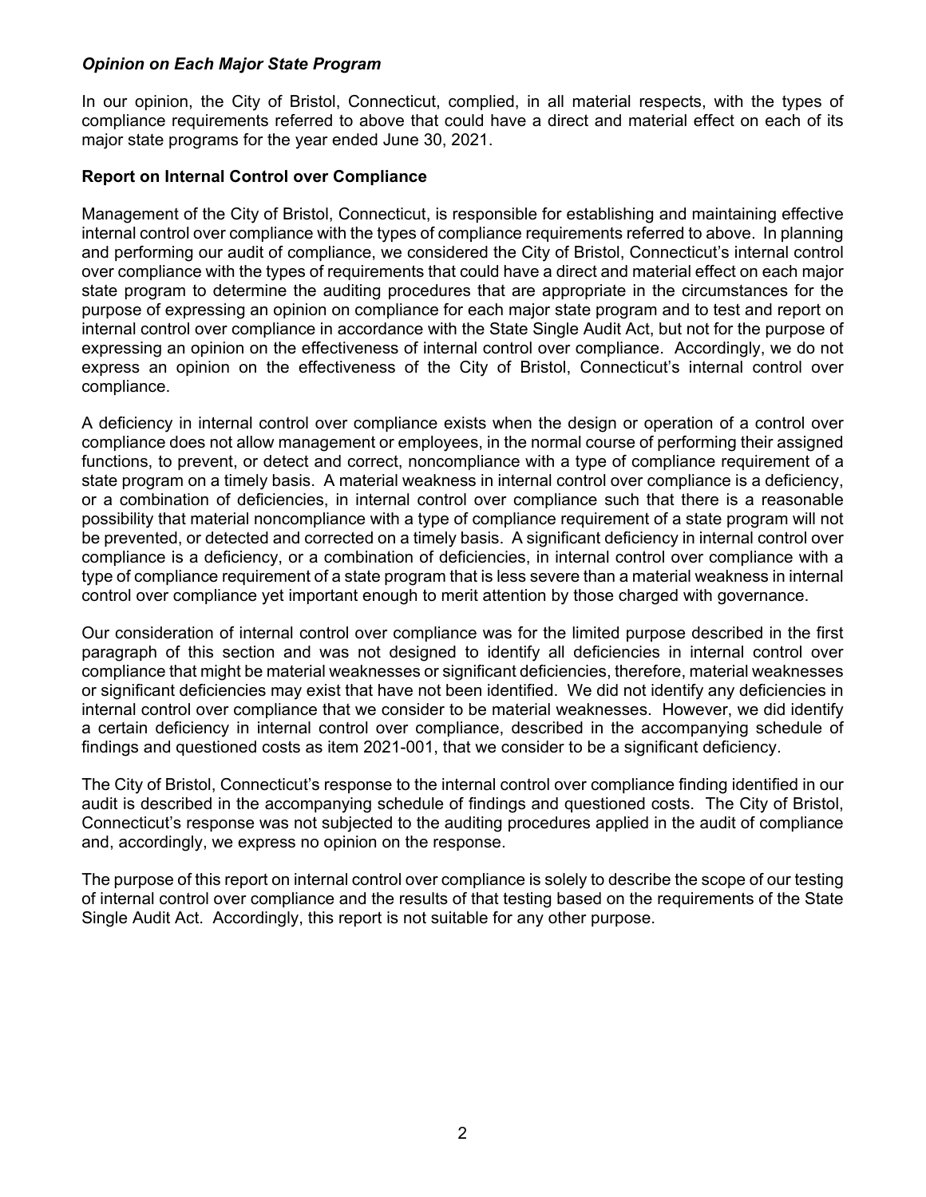### *Opinion on Each Major State Program*

In our opinion, the City of Bristol, Connecticut, complied, in all material respects, with the types of compliance requirements referred to above that could have a direct and material effect on each of its major state programs for the year ended June 30, 2021.

**Report on Internal Control over Compliance**

Management of the City of Bristol, Connecticut, is responsible for establishing and maintaining effective internal control over compliance with the types of compliance requirements referred to above. In planning and performing our audit of compliance, we considered the City of Bristol, Connecticut's internal control over compliance with the types of requirements that could have a direct and material effect on each major state program to determine the auditing procedures that are appropriate in the circumstances for the purpose of expressing an opinion on compliance for each major state program and to test and report on internal control over compliance in accordance with the State Single Audit Act, but not for the purpose of expressing an opinion on the effectiveness of internal control over compliance. Accordingly, we do not express an opinion on the effectiveness of the City of Bristol, Connecticut's internal control over compliance.

A deficiency in internal control over compliance exists when the design or operation of a control over compliance does not allow management or employees, in the normal course of performing their assigned functions, to prevent, or detect and correct, noncompliance with a type of compliance requirement of a state program on a timely basis. A material weakness in internal control over compliance is a deficiency, or a combination of deficiencies, in internal control over compliance such that there is a reasonable possibility that material noncompliance with a type of compliance requirement of a state program will not be prevented, or detected and corrected on a timely basis. A significant deficiency in internal control over compliance is a deficiency, or a combination of deficiencies, in internal control over compliance with a type of compliance requirement of a state program that is less severe than a material weakness in internal control over compliance yet important enough to merit attention by those charged with governance.

Our consideration of internal control over compliance was for the limited purpose described in the first paragraph of this section and was not designed to identify all deficiencies in internal control over compliance that might be material weaknesses or significant deficiencies, therefore, material weaknesses or significant deficiencies may exist that have not been identified. We did not identify any deficiencies in internal control over compliance that we consider to be material weaknesses. However, we did identify a certain deficiency in internal control over compliance, described in the accompanying schedule of findings and questioned costs as item 2021-001, that we consider to be a significant deficiency.

The City of Bristol, Connecticut's response to the internal control over compliance finding identified in our audit is described in the accompanying schedule of findings and questioned costs. The City of Bristol, Connecticut's response was not subjected to the auditing procedures applied in the audit of compliance and, accordingly, we express no opinion on the response.

The purpose of this report on internal control over compliance is solely to describe the scope of our testing of internal control over compliance and the results of that testing based on the requirements of the State Single Audit Act. Accordingly, this report is not suitable for any other purpose.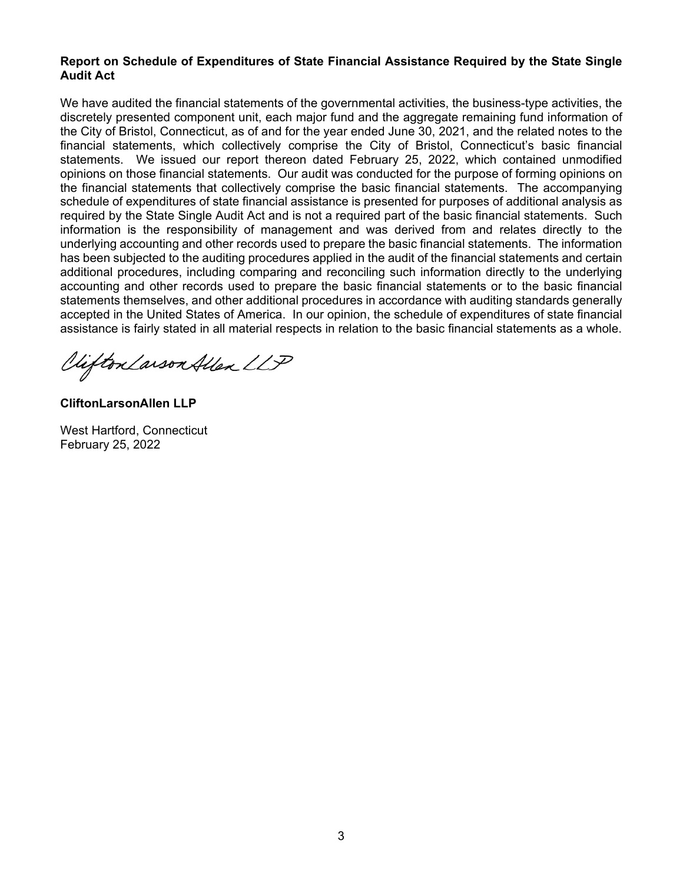**Report on Schedule of Expenditures of State Financial Assistance Required by the State Single Audit Act**

We have audited the financial statements of the governmental activities, the business-type activities, the discretely presented component unit, each major fund and the aggregate remaining fund information of the City of Bristol, Connecticut, as of and for the year ended June 30, 2021, and the related notes to the financial statements, which collectively comprise the City of Bristol, Connecticut's basic financial statements. We issued our report thereon dated February 25, 2022, which contained unmodified opinions on those financial statements. Our audit was conducted for the purpose of forming opinions on the financial statements that collectively comprise the basic financial statements. The accompanying schedule of expenditures of state financial assistance is presented for purposes of additional analysis as required by the State Single Audit Act and is not a required part of the basic financial statements. Such information is the responsibility of management and was derived from and relates directly to the underlying accounting and other records used to prepare the basic financial statements. The information has been subjected to the auditing procedures applied in the audit of the financial statements and certain additional procedures, including comparing and reconciling such information directly to the underlying accounting and other records used to prepare the basic financial statements or to the basic financial statements themselves, and other additional procedures in accordance with auditing standards generally accepted in the United States of America. In our opinion, the schedule of expenditures of state financial assistance is fairly stated in all material respects in relation to the basic financial statements as a whole.

CliftonLarsonAllen LLP

**CliftonLarsonAllen LLP**

West Hartford, Connecticut
February 25, 2022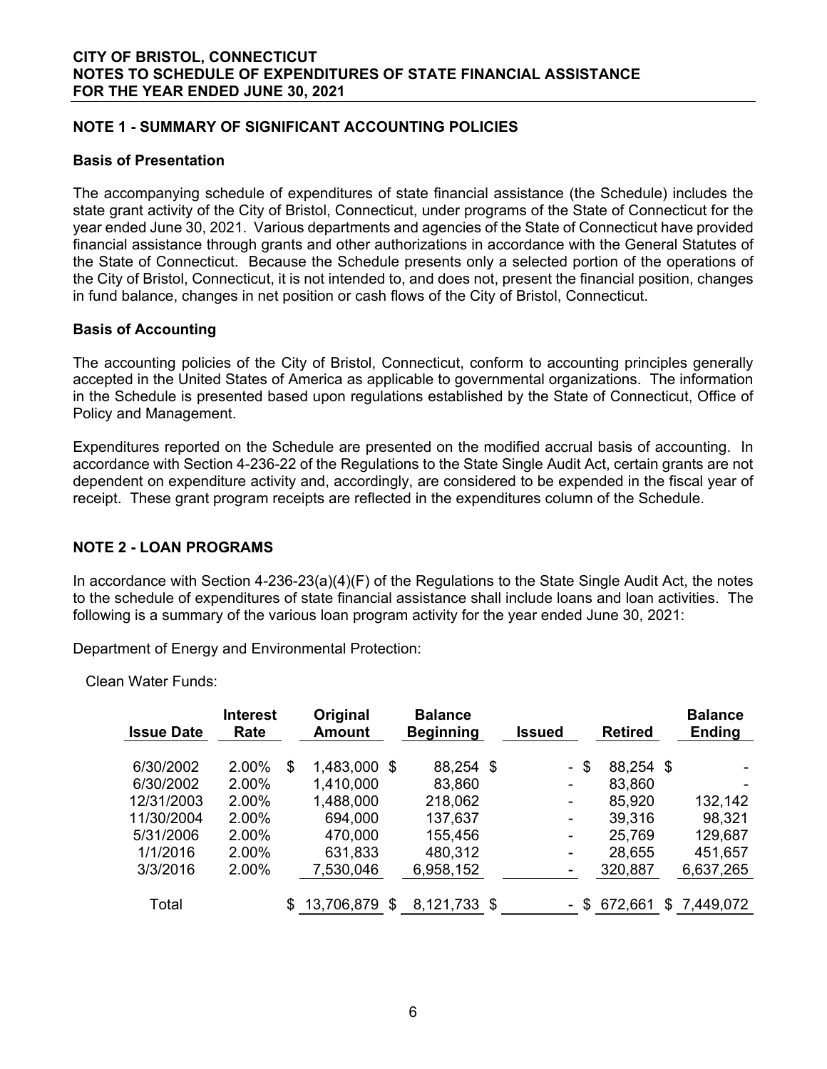# CITY OF BRISTOL, CONNECTICUT
# NOTES TO SCHEDULE OF EXPENDITURES OF STATE FINANCIAL ASSISTANCE
# FOR THE YEAR ENDED JUNE 30, 2021

## NOTE 1 - SUMMARY OF SIGNIFICANT ACCOUNTING POLICIES

### Basis of Presentation

The accompanying schedule of expenditures of state financial assistance (the Schedule) includes the state grant activity of the City of Bristol, Connecticut, under programs of the State of Connecticut for the year ended June 30, 2021. Various departments and agencies of the State of Connecticut have provided financial assistance through grants and other authorizations in accordance with the General Statutes of the State of Connecticut. Because the Schedule presents only a selected portion of the operations of the City of Bristol, Connecticut, it is not intended to, and does not, present the financial position, changes in fund balance, changes in net position or cash flows of the City of Bristol, Connecticut.

### Basis of Accounting

The accounting policies of the City of Bristol, Connecticut, conform to accounting principles generally accepted in the United States of America as applicable to governmental organizations. The information in the Schedule is presented based upon regulations established by the State of Connecticut, Office of Policy and Management.

Expenditures reported on the Schedule are presented on the modified accrual basis of accounting. In accordance with Section 4-236-22 of the Regulations to the State Single Audit Act, certain grants are not dependent on expenditure activity and, accordingly, are considered to be expended in the fiscal year of receipt. These grant program receipts are reflected in the expenditures column of the Schedule.

## NOTE 2 - LOAN PROGRAMS

In accordance with Section 4-236-23(a)(4)(F) of the Regulations to the State Single Audit Act, the notes to the schedule of expenditures of state financial assistance shall include loans and loan activities. The following is a summary of the various loan program activity for the year ended June 30, 2021:

Department of Energy and Environmental Protection:

Clean Water Funds:

| Issue Date | Interest Rate | Original Amount | Balance Beginning | Issued | Retired | Balance Ending |
|---|---|---|---|---|---|---|
| 6/30/2002 | 2.00% | $ 1,483,000 | $ 88,254 | $ - | $ 88,254 | $ - |
| 6/30/2002 | 2.00% | 1,410,000 | 83,860 | - | 83,860 | - |
| 12/31/2003 | 2.00% | 1,488,000 | 218,062 | - | 85,920 | 132,142 |
| 11/30/2004 | 2.00% | 694,000 | 137,637 | - | 39,316 | 98,321 |
| 5/31/2006 | 2.00% | 470,000 | 155,456 | - | 25,769 | 129,687 |
| 1/1/2016 | 2.00% | 631,833 | 480,312 | - | 28,655 | 451,657 |
| 3/3/2016 | 2.00% | 7,530,046 | 6,958,152 | - | 320,887 | 6,637,265 |
| Total | | $ 13,706,879 | $ 8,121,733 | $ - | $ 672,661 | $ 7,449,072 |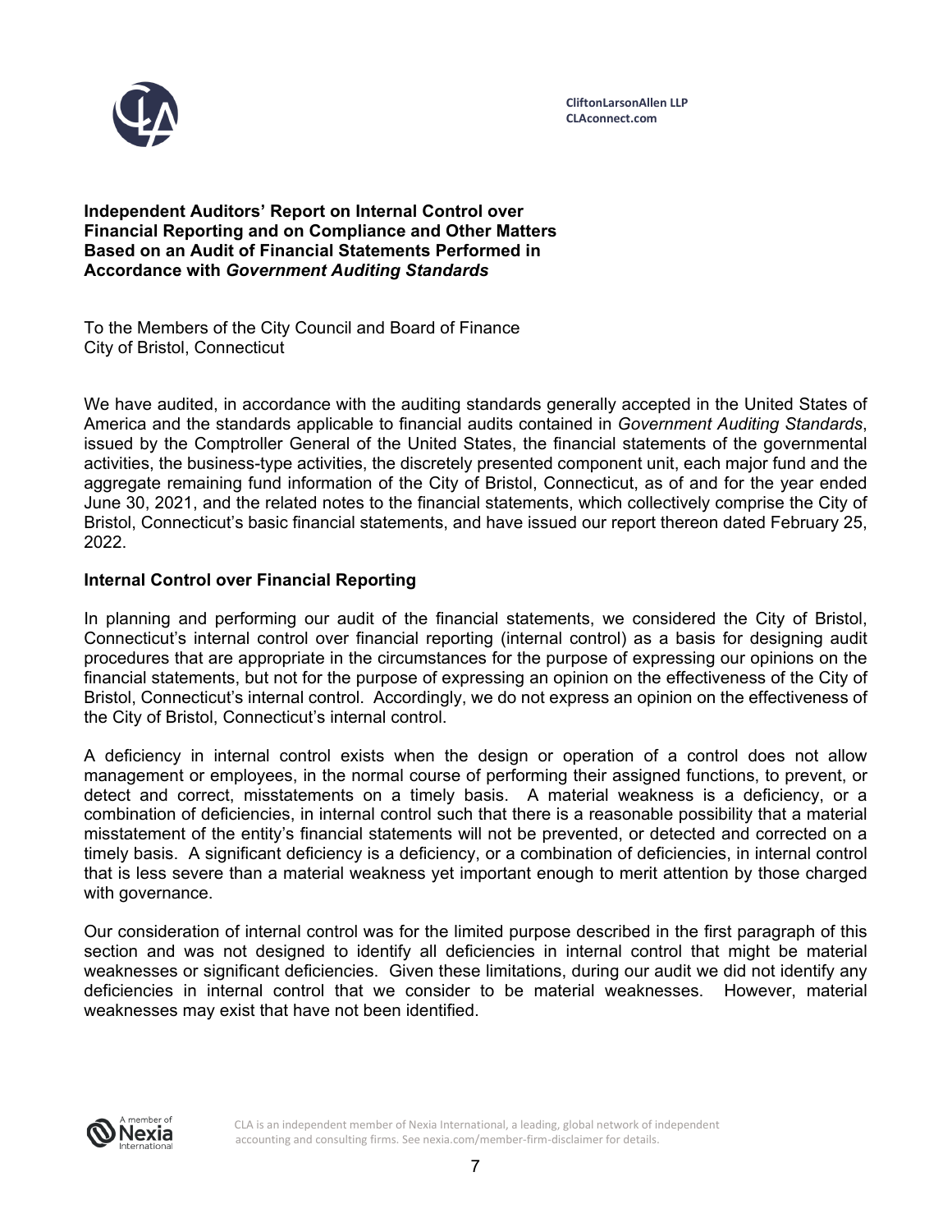CliftonLarsonAllen LLP
CLAconnect.com

**Independent Auditors' Report on Internal Control over Financial Reporting and on Compliance and Other Matters Based on an Audit of Financial Statements Performed in Accordance with *Government Auditing Standards***

To the Members of the City Council and Board of Finance
City of Bristol, Connecticut

We have audited, in accordance with the auditing standards generally accepted in the United States of America and the standards applicable to financial audits contained in *Government Auditing Standards*, issued by the Comptroller General of the United States, the financial statements of the governmental activities, the business-type activities, the discretely presented component unit, each major fund and the aggregate remaining fund information of the City of Bristol, Connecticut, as of and for the year ended June 30, 2021, and the related notes to the financial statements, which collectively comprise the City of Bristol, Connecticut's basic financial statements, and have issued our report thereon dated February 25, 2022.

**Internal Control over Financial Reporting**

In planning and performing our audit of the financial statements, we considered the City of Bristol, Connecticut's internal control over financial reporting (internal control) as a basis for designing audit procedures that are appropriate in the circumstances for the purpose of expressing our opinions on the financial statements, but not for the purpose of expressing an opinion on the effectiveness of the City of Bristol, Connecticut's internal control. Accordingly, we do not express an opinion on the effectiveness of the City of Bristol, Connecticut's internal control.

A deficiency in internal control exists when the design or operation of a control does not allow management or employees, in the normal course of performing their assigned functions, to prevent, or detect and correct, misstatements on a timely basis. A material weakness is a deficiency, or a combination of deficiencies, in internal control such that there is a reasonable possibility that a material misstatement of the entity's financial statements will not be prevented, or detected and corrected on a timely basis. A significant deficiency is a deficiency, or a combination of deficiencies, in internal control that is less severe than a material weakness yet important enough to merit attention by those charged with governance.

Our consideration of internal control was for the limited purpose described in the first paragraph of this section and was not designed to identify all deficiencies in internal control that might be material weaknesses or significant deficiencies. Given these limitations, during our audit we did not identify any deficiencies in internal control that we consider to be material weaknesses. However, material weaknesses may exist that have not been identified.

CLA is an independent member of Nexia International, a leading, global network of independent accounting and consulting firms. See nexia.com/member-firm-disclaimer for details.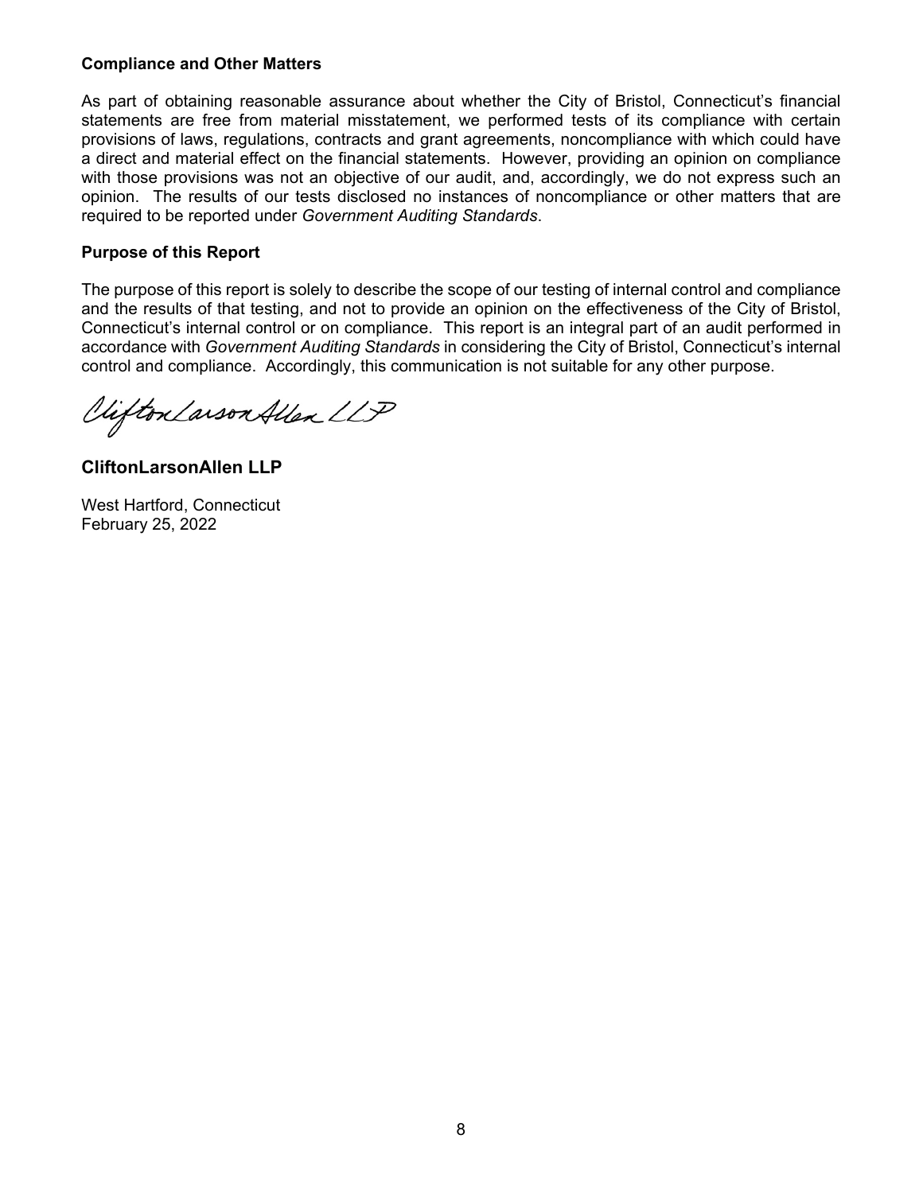**Compliance and Other Matters**

As part of obtaining reasonable assurance about whether the City of Bristol, Connecticut's financial statements are free from material misstatement, we performed tests of its compliance with certain provisions of laws, regulations, contracts and grant agreements, noncompliance with which could have a direct and material effect on the financial statements. However, providing an opinion on compliance with those provisions was not an objective of our audit, and, accordingly, we do not express such an opinion. The results of our tests disclosed no instances of noncompliance or other matters that are required to be reported under *Government Auditing Standards*.

**Purpose of this Report**

The purpose of this report is solely to describe the scope of our testing of internal control and compliance and the results of that testing, and not to provide an opinion on the effectiveness of the City of Bristol, Connecticut's internal control or on compliance. This report is an integral part of an audit performed in accordance with *Government Auditing Standards* in considering the City of Bristol, Connecticut's internal control and compliance. Accordingly, this communication is not suitable for any other purpose.

CliftonLarsonAllen LLP

**CliftonLarsonAllen LLP**

West Hartford, Connecticut
February 25, 2022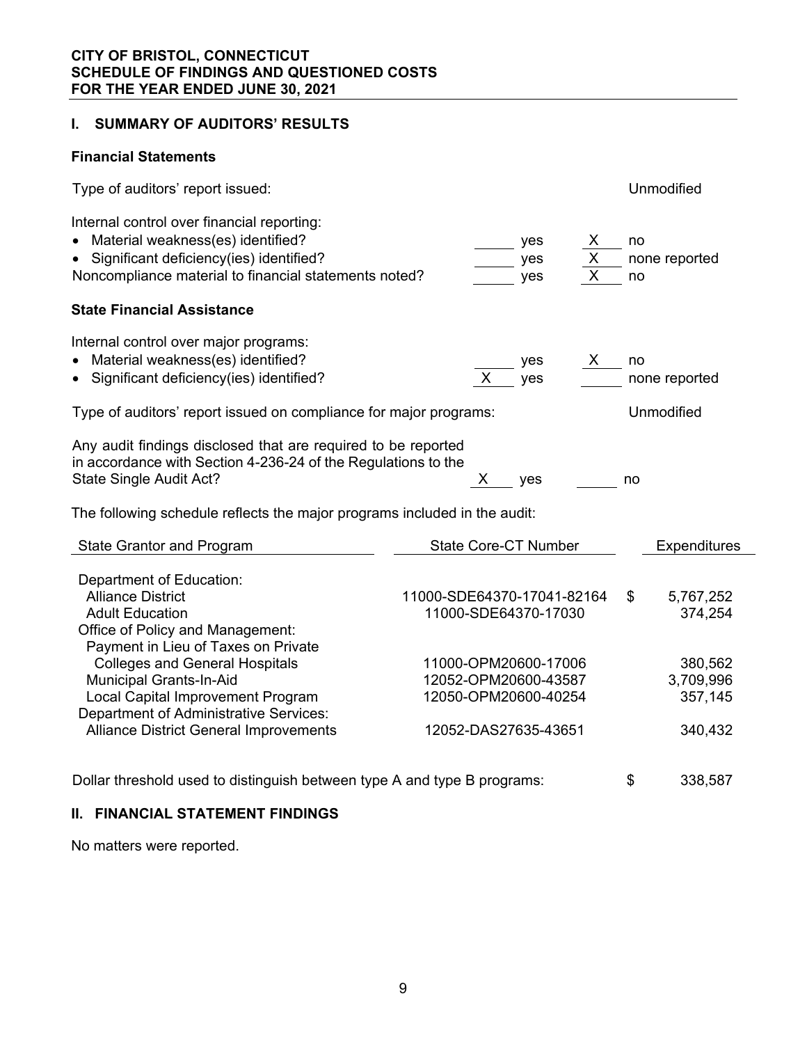**CITY OF BRISTOL, CONNECTICUT**
**SCHEDULE OF FINDINGS AND QUESTIONED COSTS**
**FOR THE YEAR ENDED JUNE 30, 2021**

## I. SUMMARY OF AUDITORS' RESULTS

### Financial Statements

Type of auditors' report issued: Unmodified

Internal control over financial reporting:

| | | | | |
|---|---|---|---|---|
| • Material weakness(es) identified? | ____ | yes | X | no |
| • Significant deficiency(ies) identified? | ____ | yes | X | none reported |
| Noncompliance material to financial statements noted? | ____ | yes | X | no |

### State Financial Assistance

Internal control over major programs:

| | | | | |
|---|---|---|---|---|
| • Material weakness(es) identified? | ____ | yes | X | no |
| • Significant deficiency(ies) identified? | X | yes | ____ | none reported |

Type of auditors' report issued on compliance for major programs: Unmodified

| | | | | |
|---|---|---|---|---|
| Any audit findings disclosed that are required to be reported in accordance with Section 4-236-24 of the Regulations to the State Single Audit Act? | X | yes | ____ | no |

The following schedule reflects the major programs included in the audit:

| State Grantor and Program | State Core-CT Number | Expenditures |
|---|---|---|
| Department of Education: | | |
| Alliance District | 11000-SDE64370-17041-82164 | $ 5,767,252 |
| Adult Education | 11000-SDE64370-17030 | 374,254 |
| Office of Policy and Management: | | |
| Payment in Lieu of Taxes on Private Colleges and General Hospitals | 11000-OPM20600-17006 | 380,562 |
| Municipal Grants-In-Aid | 12052-OPM20600-43587 | 3,709,996 |
| Local Capital Improvement Program | 12050-OPM20600-40254 | 357,145 |
| Department of Administrative Services: | | |
| Alliance District General Improvements | 12052-DAS27635-43651 | 340,432 |

Dollar threshold used to distinguish between type A and type B programs: $ 338,587

## II. FINANCIAL STATEMENT FINDINGS

No matters were reported.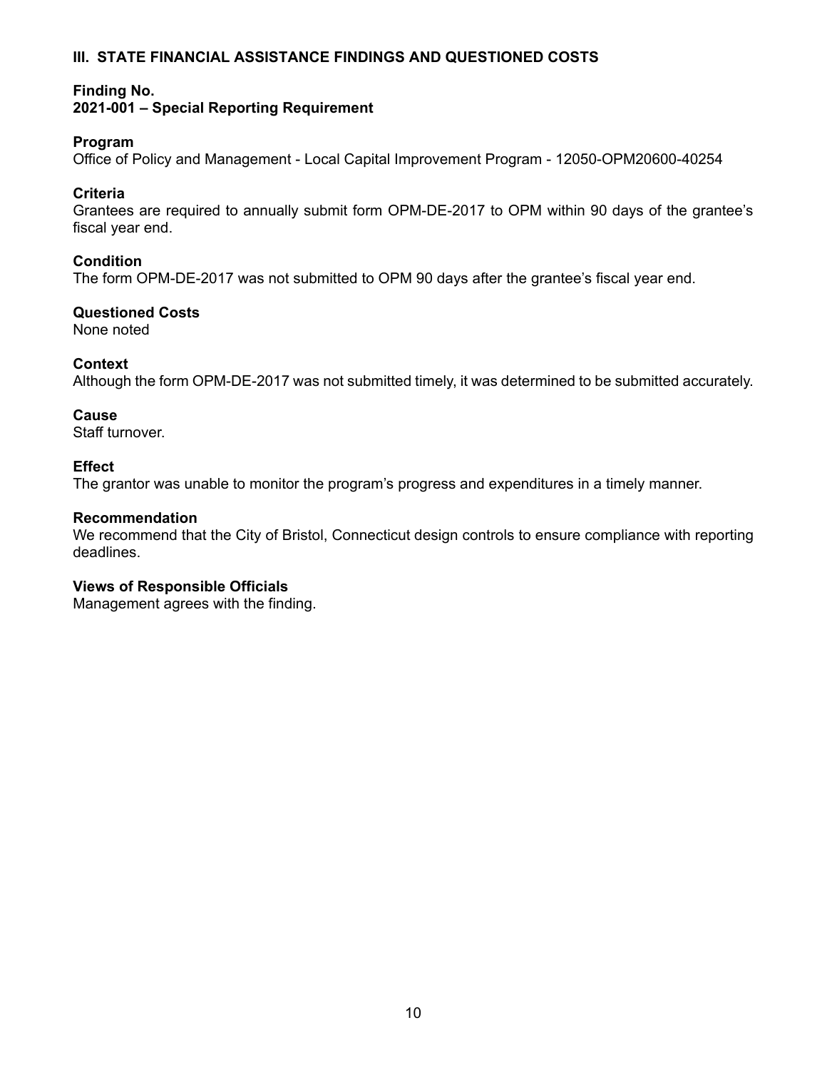## III. STATE FINANCIAL ASSISTANCE FINDINGS AND QUESTIONED COSTS

**Finding No.**
**2021-001 – Special Reporting Requirement**

**Program**
Office of Policy and Management - Local Capital Improvement Program - 12050-OPM20600-40254

**Criteria**
Grantees are required to annually submit form OPM-DE-2017 to OPM within 90 days of the grantee's fiscal year end.

**Condition**
The form OPM-DE-2017 was not submitted to OPM 90 days after the grantee's fiscal year end.

**Questioned Costs**
None noted

**Context**
Although the form OPM-DE-2017 was not submitted timely, it was determined to be submitted accurately.

**Cause**
Staff turnover.

**Effect**
The grantor was unable to monitor the program's progress and expenditures in a timely manner.

**Recommendation**
We recommend that the City of Bristol, Connecticut design controls to ensure compliance with reporting deadlines.

**Views of Responsible Officials**
Management agrees with the finding.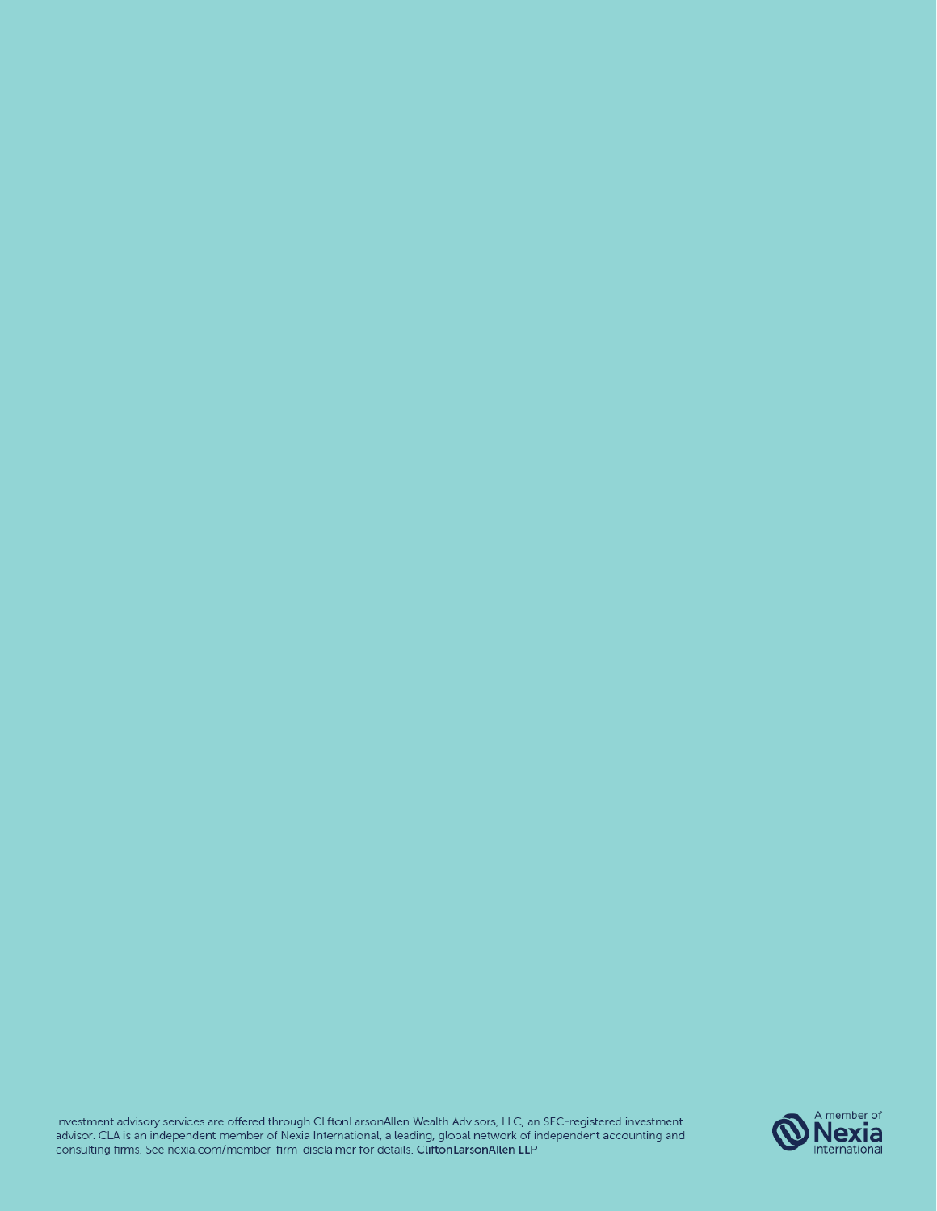Investment advisory services are offered through CliftonLarsonAllen Wealth Advisors, LLC, an SEC-registered investment advisor. CLA is an independent member of Nexia International, a leading, global network of independent accounting and consulting firms. See nexia.com/member-firm-disclaimer for details. **CliftonLarsonAllen LLP**

A member of Nexia International